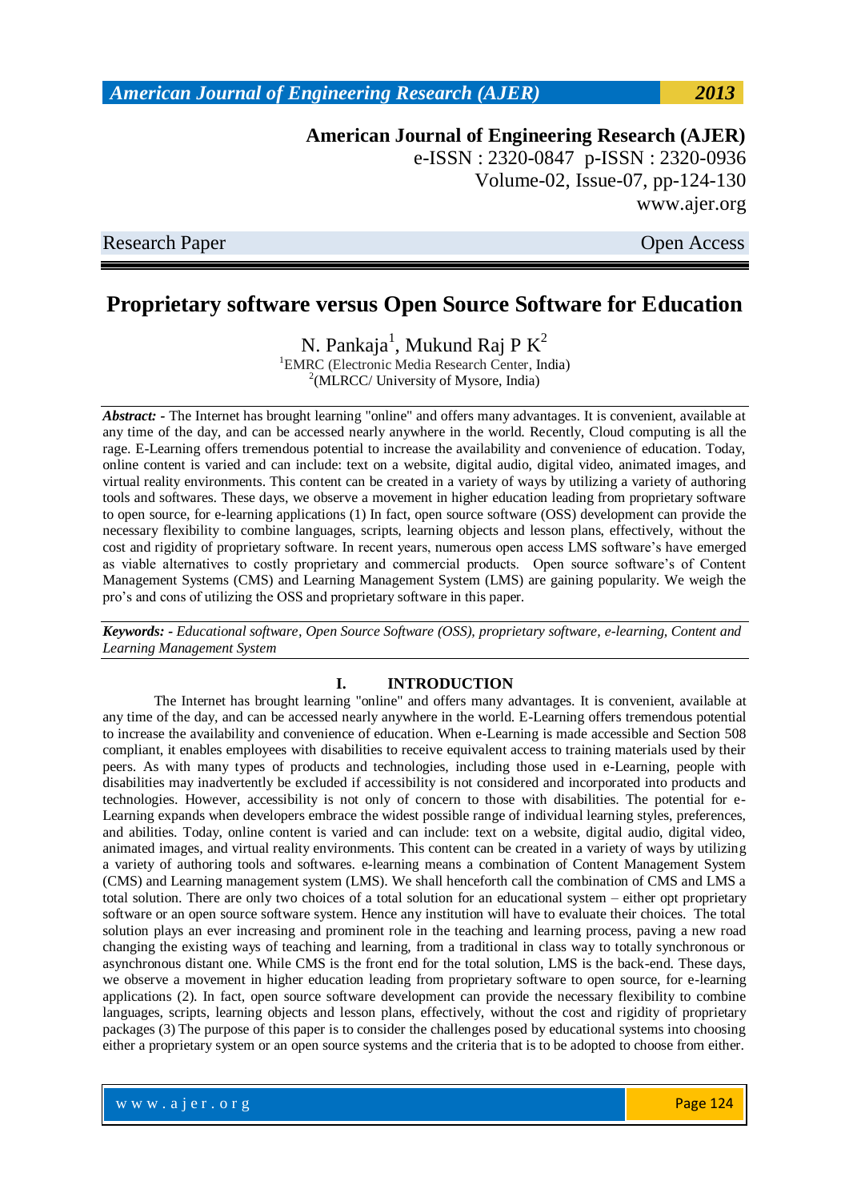# Proprietary software versus Open Source Software for Education

N. Pankaja[1], Mukund Raj P K[2]

[1]EMRC (Electronic Media Research Center, India)
[2](MLRCC/ University of Mysore, India)

***Abstract: -*** The Internet has brought learning "online" and offers many advantages. It is convenient, available at any time of the day, and can be accessed nearly anywhere in the world. Recently, Cloud computing is all the rage. E-Learning offers tremendous potential to increase the availability and convenience of education. Today, online content is varied and can include: text on a website, digital audio, digital video, animated images, and virtual reality environments. This content can be created in a variety of ways by utilizing a variety of authoring tools and softwares. These days, we observe a movement in higher education leading from proprietary software to open source, for e-learning applications (1) In fact, open source software (OSS) development can provide the necessary flexibility to combine languages, scripts, learning objects and lesson plans, effectively, without the cost and rigidity of proprietary software. In recent years, numerous open access LMS software's have emerged as viable alternatives to costly proprietary and commercial products. Open source software's of Content Management Systems (CMS) and Learning Management System (LMS) are gaining popularity. We weigh the pro's and cons of utilizing the OSS and proprietary software in this paper.

***Keywords: -*** *Educational software, Open Source Software (OSS), proprietary software, e-learning, Content and Learning Management System*

## I. INTRODUCTION

The Internet has brought learning "online" and offers many advantages. It is convenient, available at any time of the day, and can be accessed nearly anywhere in the world. E-Learning offers tremendous potential to increase the availability and convenience of education. When e-Learning is made accessible and Section 508 compliant, it enables employees with disabilities to receive equivalent access to training materials used by their peers. As with many types of products and technologies, including those used in e-Learning, people with disabilities may inadvertently be excluded if accessibility is not considered and incorporated into products and technologies. However, accessibility is not only of concern to those with disabilities. The potential for e-Learning expands when developers embrace the widest possible range of individual learning styles, preferences, and abilities. Today, online content is varied and can include: text on a website, digital audio, digital video, animated images, and virtual reality environments. This content can be created in a variety of ways by utilizing a variety of authoring tools and softwares. e-learning means a combination of Content Management System (CMS) and Learning management system (LMS). We shall henceforth call the combination of CMS and LMS a total solution. There are only two choices of a total solution for an educational system – either opt proprietary software or an open source software system. Hence any institution will have to evaluate their choices. The total solution plays an ever increasing and prominent role in the teaching and learning process, paving a new road changing the existing ways of teaching and learning, from a traditional in class way to totally synchronous or asynchronous distant one. While CMS is the front end for the total solution, LMS is the back-end. These days, we observe a movement in higher education leading from proprietary software to open source, for e-learning applications (2). In fact, open source software development can provide the necessary flexibility to combine languages, scripts, learning objects and lesson plans, effectively, without the cost and rigidity of proprietary packages (3) The purpose of this paper is to consider the challenges posed by educational systems into choosing either a proprietary system or an open source systems and the criteria that is to be adopted to choose from either.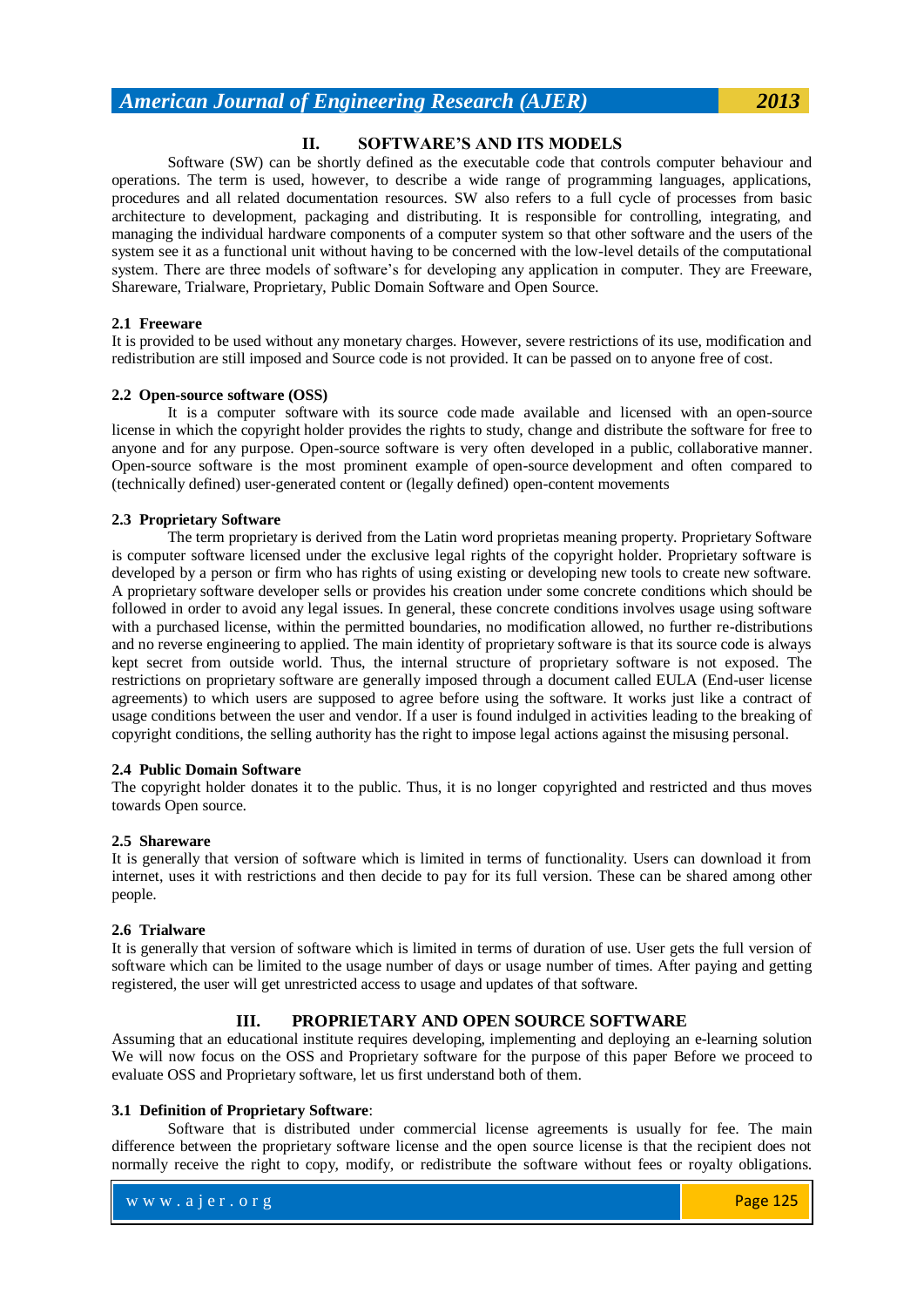## II. SOFTWARE'S AND ITS MODELS

Software (SW) can be shortly defined as the executable code that controls computer behaviour and operations. The term is used, however, to describe a wide range of programming languages, applications, procedures and all related documentation resources. SW also refers to a full cycle of processes from basic architecture to development, packaging and distributing. It is responsible for controlling, integrating, and managing the individual hardware components of a computer system so that other software and the users of the system see it as a functional unit without having to be concerned with the low-level details of the computational system. There are three models of software's for developing any application in computer. They are Freeware, Shareware, Trialware, Proprietary, Public Domain Software and Open Source.

### 2.1 Freeware

It is provided to be used without any monetary charges. However, severe restrictions of its use, modification and redistribution are still imposed and Source code is not provided. It can be passed on to anyone free of cost.

### 2.2 Open-source software (OSS)

It is a computer software with its source code made available and licensed with an open-source license in which the copyright holder provides the rights to study, change and distribute the software for free to anyone and for any purpose. Open-source software is very often developed in a public, collaborative manner. Open-source software is the most prominent example of open-source development and often compared to (technically defined) user-generated content or (legally defined) open-content movements

### 2.3 Proprietary Software

The term proprietary is derived from the Latin word proprietas meaning property. Proprietary Software is computer software licensed under the exclusive legal rights of the copyright holder. Proprietary software is developed by a person or firm who has rights of using existing or developing new tools to create new software. A proprietary software developer sells or provides his creation under some concrete conditions which should be followed in order to avoid any legal issues. In general, these concrete conditions involves usage using software with a purchased license, within the permitted boundaries, no modification allowed, no further re-distributions and no reverse engineering to applied. The main identity of proprietary software is that its source code is always kept secret from outside world. Thus, the internal structure of proprietary software is not exposed. The restrictions on proprietary software are generally imposed through a document called EULA (End-user license agreements) to which users are supposed to agree before using the software. It works just like a contract of usage conditions between the user and vendor. If a user is found indulged in activities leading to the breaking of copyright conditions, the selling authority has the right to impose legal actions against the misusing personal.

### 2.4 Public Domain Software

The copyright holder donates it to the public. Thus, it is no longer copyrighted and restricted and thus moves towards Open source.

### 2.5 Shareware

It is generally that version of software which is limited in terms of functionality. Users can download it from internet, uses it with restrictions and then decide to pay for its full version. These can be shared among other people.

### 2.6 Trialware

It is generally that version of software which is limited in terms of duration of use. User gets the full version of software which can be limited to the usage number of days or usage number of times. After paying and getting registered, the user will get unrestricted access to usage and updates of that software.

## III. PROPRIETARY AND OPEN SOURCE SOFTWARE

Assuming that an educational institute requires developing, implementing and deploying an e-learning solution We will now focus on the OSS and Proprietary software for the purpose of this paper Before we proceed to evaluate OSS and Proprietary software, let us first understand both of them.

### 3.1 Definition of Proprietary Software:

Software that is distributed under commercial license agreements is usually for fee. The main difference between the proprietary software license and the open source license is that the recipient does not normally receive the right to copy, modify, or redistribute the software without fees or royalty obligations.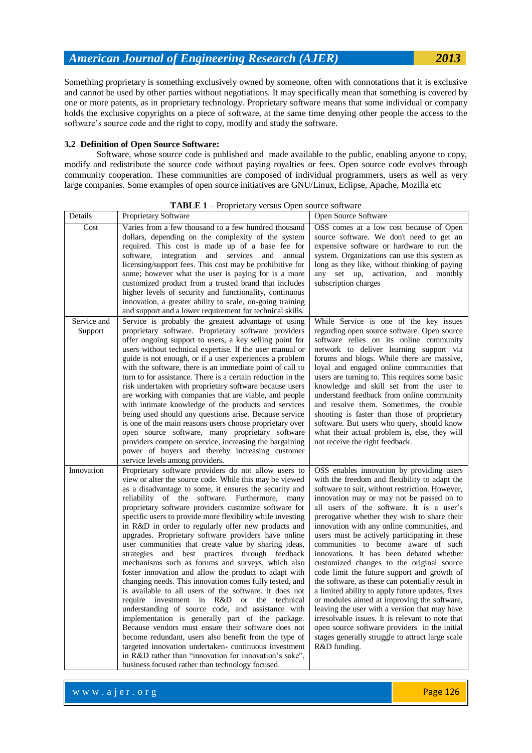Something proprietary is something exclusively owned by someone, often with connotations that it is exclusive and cannot be used by other parties without negotiations. It may specifically mean that something is covered by one or more patents, as in proprietary technology. Proprietary software means that some individual or company holds the exclusive copyrights on a piece of software, at the same time denying other people the access to the software's source code and the right to copy, modify and study the software.

### 3.2 Definition of Open Source Software:

Software, whose source code is published and made available to the public, enabling anyone to copy, modify and redistribute the source code without paying royalties or fees. Open source code evolves through community cooperation. These communities are composed of individual programmers, users as well as very large companies. Some examples of open source initiatives are GNU/Linux, Eclipse, Apache, Mozilla etc

**TABLE 1** – Proprietary versus Open source software

| Details | Proprietary Software | Open Source Software |
|---|---|---|
| Cost | Varies from a few thousand to a few hundred thousand dollars, depending on the complexity of the system required. This cost is made up of a base fee for software, integration and services and annual licensing/support fees. This cost may be prohibitive for some; however what the user is paying for is a more customized product from a trusted brand that includes higher levels of security and functionality, continuous innovation, a greater ability to scale, on-going training and support and a lower requirement for technical skills. | OSS comes at a low cost because of Open source software. We don't need to get an expensive software or hardware to run the system. Organizations can use this system as long as they like, without thinking of paying any set up, activation, and monthly subscription charges |
| Service and Support | Service is probably the greatest advantage of using proprietary software. Proprietary software providers offer ongoing support to users, a key selling point for users without technical expertise. If the user manual or guide is not enough, or if a user experiences a problem with the software, there is an immediate point of call to turn to for assistance. There is a certain reduction in the risk undertaken with proprietary software because users are working with companies that are viable, and people with intimate knowledge of the products and services being used should any questions arise. Because service is one of the main reasons users choose proprietary over open source software, many proprietary software providers compete on service, increasing the bargaining power of buyers and thereby increasing customer service levels among providers. | While Service is one of the key issues regarding open source software. Open source software relies on its online community network to deliver learning support via forums and blogs. While there are massive, loyal and engaged online communities that users are turning to. This requires some basic knowledge and skill set from the user to understand feedback from online community and resolve them. Sometimes, the trouble shooting is faster than those of proprietary software. But users who query, should know what their actual problem is, else, they will not receive the right feedback. |
| Innovation | Proprietary software providers do not allow users to view or alter the source code. While this may be viewed as a disadvantage to some, it ensures the security and reliability of the software. Furthermore, many proprietary software providers customize software for specific users to provide more flexibility while investing in R&D in order to regularly offer new products and upgrades. Proprietary software providers have online user communities that create value by sharing ideas, strategies and best practices through feedback mechanisms such as forums and surveys, which also foster innovation and allow the product to adapt with changing needs. This innovation comes fully tested, and is available to all users of the software. It does not require investment in R&D or the technical understanding of source code, and assistance with implementation is generally part of the package. Because vendors must ensure their software does not become redundant, users also benefit from the type of targeted innovation undertaken- continuous investment in R&D rather than "innovation for innovation's sake", business focused rather than technology focused. | OSS enables innovation by providing users with the freedom and flexibility to adapt the software to suit, without restriction. However, innovation may or may not be passed on to all users of the software. It is a user's prerogative whether they wish to share their innovation with any online communities, and users must be actively participating in these communities to become aware of such innovations. It has been debated whether customized changes to the original source code limit the future support and growth of the software, as these can potentially result in a limited ability to apply future updates, fixes or modules aimed at improving the software, leaving the user with a version that may have irresolvable issues. It is relevant to note that open source software providers in the initial stages generally struggle to attract large scale R&D funding. |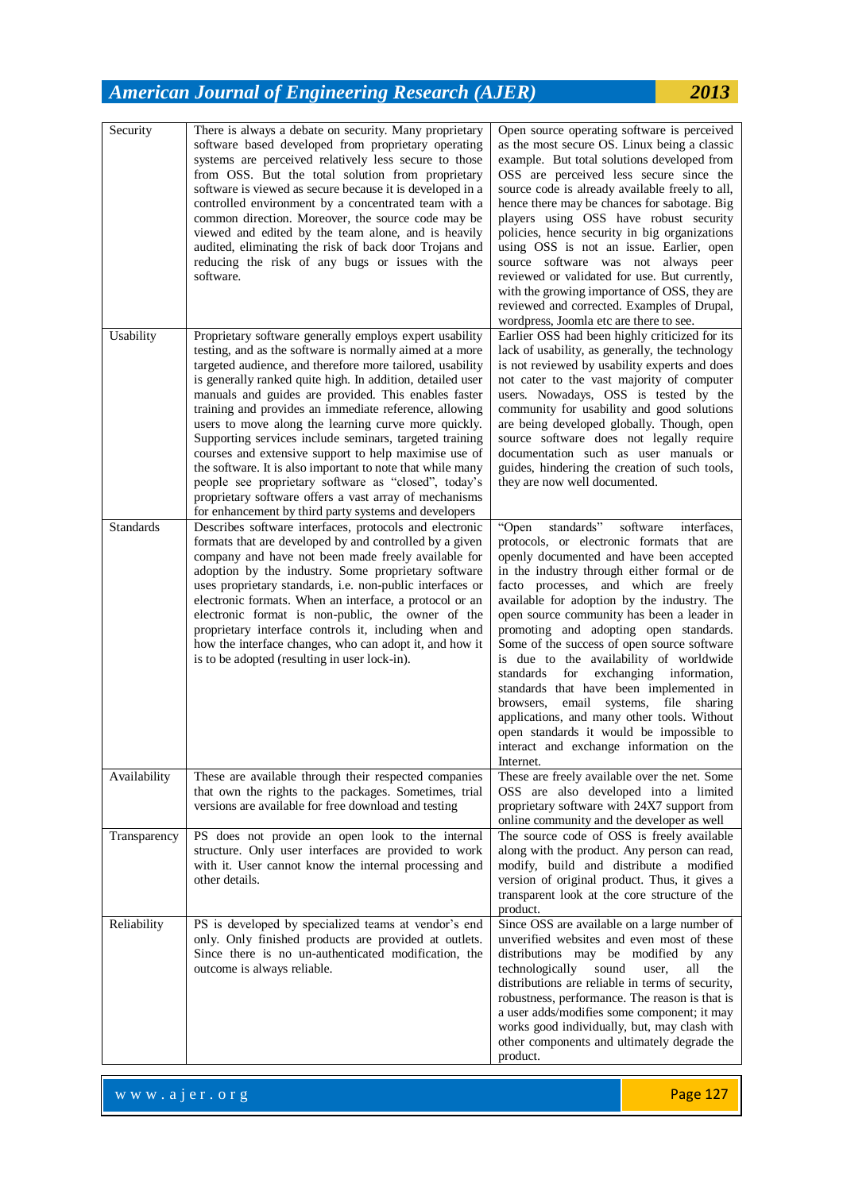| | | |
|---|---|---|
| Security | There is always a debate on security. Many proprietary software based developed from proprietary operating systems are perceived relatively less secure to those from OSS. But the total solution from proprietary software is viewed as secure because it is developed in a controlled environment by a concentrated team with a common direction. Moreover, the source code may be viewed and edited by the team alone, and is heavily audited, eliminating the risk of back door Trojans and reducing the risk of any bugs or issues with the software. | Open source operating software is perceived as the most secure OS. Linux being a classic example. But total solutions developed from OSS are perceived less secure since the source code is already available freely to all, hence there may be chances for sabotage. Big players using OSS have robust security policies, hence security in big organizations using OSS is not an issue. Earlier, open source software was not always peer reviewed or validated for use. But currently, with the growing importance of OSS, they are reviewed and corrected. Examples of Drupal, wordpress, Joomla etc are there to see. |
| Usability | Proprietary software generally employs expert usability testing, and as the software is normally aimed at a more targeted audience, and therefore more tailored, usability is generally ranked quite high. In addition, detailed user manuals and guides are provided. This enables faster training and provides an immediate reference, allowing users to move along the learning curve more quickly. Supporting services include seminars, targeted training courses and extensive support to help maximise use of the software. It is also important to note that while many people see proprietary software as "closed", today's proprietary software offers a vast array of mechanisms for enhancement by third party systems and developers | Earlier OSS had been highly criticized for its lack of usability, as generally, the technology is not reviewed by usability experts and does not cater to the vast majority of computer users. Nowadays, OSS is tested by the community for usability and good solutions are being developed globally. Though, open source software does not legally require documentation such as user manuals or guides, hindering the creation of such tools, they are now well documented. |
| Standards | Describes software interfaces, protocols and electronic formats that are developed by and controlled by a given company and have not been made freely available for adoption by the industry. Some proprietary software uses proprietary standards, i.e. non-public interfaces or electronic formats. When an interface, a protocol or an electronic format is non-public, the owner of the proprietary interface controls it, including when and how the interface changes, who can adopt it, and how it is to be adopted (resulting in user lock-in). | "Open standards" software interfaces, protocols, or electronic formats that are openly documented and have been accepted in the industry through either formal or de facto processes, and which are freely available for adoption by the industry. The open source community has been a leader in promoting and adopting open standards. Some of the success of open source software is due to the availability of worldwide standards for exchanging information, standards that have been implemented in browsers, email systems, file sharing applications, and many other tools. Without open standards it would be impossible to interact and exchange information on the Internet. |
| Availability | These are available through their respected companies that own the rights to the packages. Sometimes, trial versions are available for free download and testing | These are freely available over the net. Some OSS are also developed into a limited proprietary software with 24X7 support from online community and the developer as well |
| Transparency | PS does not provide an open look to the internal structure. Only user interfaces are provided to work with it. User cannot know the internal processing and other details. | The source code of OSS is freely available along with the product. Any person can read, modify, build and distribute a modified version of original product. Thus, it gives a transparent look at the core structure of the product. |
| Reliability | PS is developed by specialized teams at vendor's end only. Only finished products are provided at outlets. Since there is no un-authenticated modification, the outcome is always reliable. | Since OSS are available on a large number of unverified websites and even most of these distributions may be modified by any technologically sound user, all the distributions are reliable in terms of security, robustness, performance. The reason is that is a user adds/modifies some component; it may works good individually, but, may clash with other components and ultimately degrade the product. |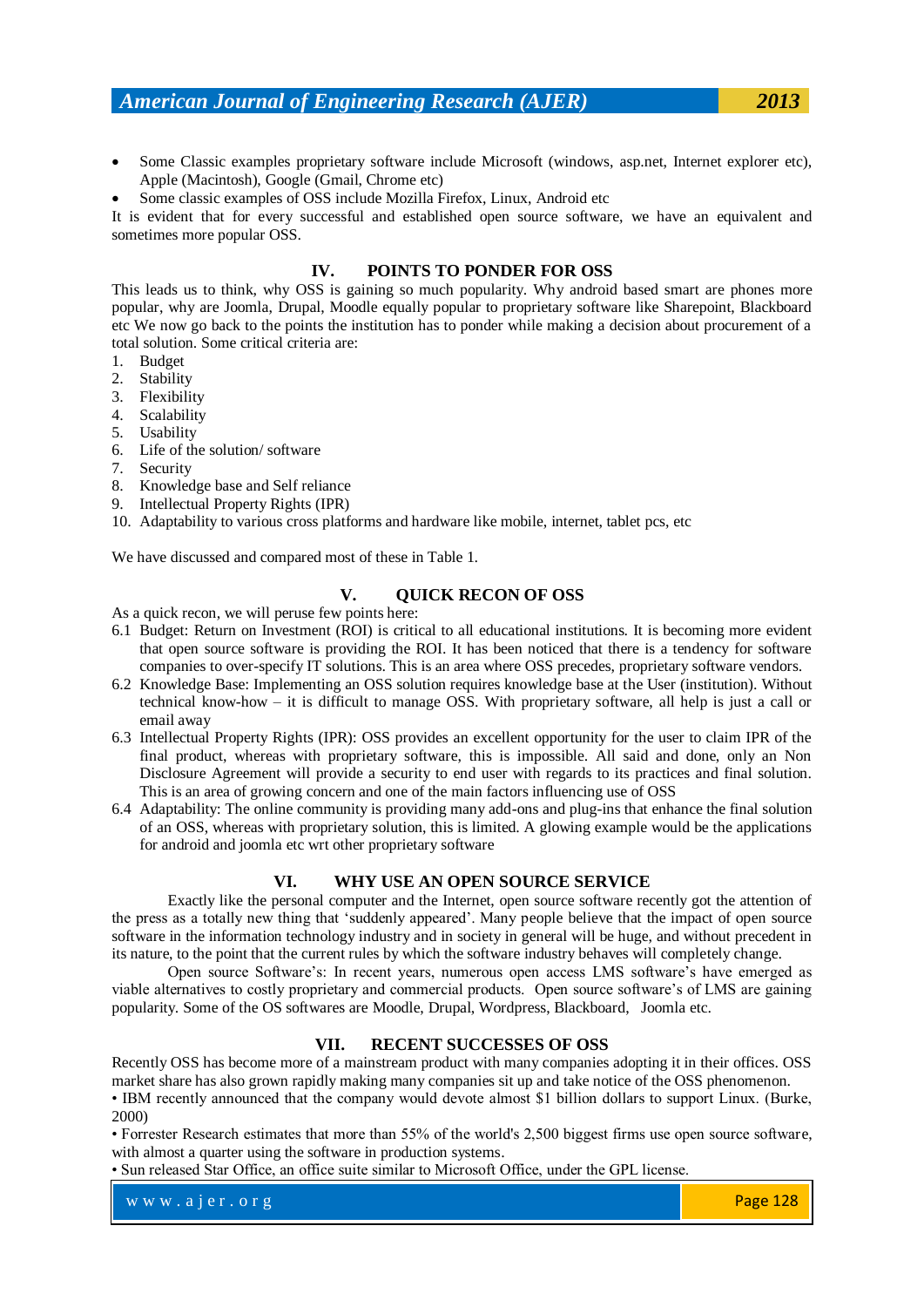- Some Classic examples proprietary software include Microsoft (windows, asp.net, Internet explorer etc), Apple (Macintosh), Google (Gmail, Chrome etc)
- Some classic examples of OSS include Mozilla Firefox, Linux, Android etc

It is evident that for every successful and established open source software, we have an equivalent and sometimes more popular OSS.

## IV. POINTS TO PONDER FOR OSS

This leads us to think, why OSS is gaining so much popularity. Why android based smart are phones more popular, why are Joomla, Drupal, Moodle equally popular to proprietary software like Sharepoint, Blackboard etc We now go back to the points the institution has to ponder while making a decision about procurement of a total solution. Some critical criteria are:

1. Budget
2. Stability
3. Flexibility
4. Scalability
5. Usability
6. Life of the solution/ software
7. Security
8. Knowledge base and Self reliance
9. Intellectual Property Rights (IPR)
10. Adaptability to various cross platforms and hardware like mobile, internet, tablet pcs, etc

We have discussed and compared most of these in Table 1.

## V. QUICK RECON OF OSS

As a quick recon, we will peruse few points here:

6.1 Budget: Return on Investment (ROI) is critical to all educational institutions. It is becoming more evident that open source software is providing the ROI. It has been noticed that there is a tendency for software companies to over-specify IT solutions. This is an area where OSS precedes, proprietary software vendors.

6.2 Knowledge Base: Implementing an OSS solution requires knowledge base at the User (institution). Without technical know-how – it is difficult to manage OSS. With proprietary software, all help is just a call or email away

6.3 Intellectual Property Rights (IPR): OSS provides an excellent opportunity for the user to claim IPR of the final product, whereas with proprietary software, this is impossible. All said and done, only an Non Disclosure Agreement will provide a security to end user with regards to its practices and final solution. This is an area of growing concern and one of the main factors influencing use of OSS

6.4 Adaptability: The online community is providing many add-ons and plug-ins that enhance the final solution of an OSS, whereas with proprietary solution, this is limited. A glowing example would be the applications for android and joomla etc wrt other proprietary software

## VI. WHY USE AN OPEN SOURCE SERVICE

Exactly like the personal computer and the Internet, open source software recently got the attention of the press as a totally new thing that 'suddenly appeared'. Many people believe that the impact of open source software in the information technology industry and in society in general will be huge, and without precedent in its nature, to the point that the current rules by which the software industry behaves will completely change.

Open source Software's: In recent years, numerous open access LMS software's have emerged as viable alternatives to costly proprietary and commercial products. Open source software's of LMS are gaining popularity. Some of the OS softwares are Moodle, Drupal, Wordpress, Blackboard, Joomla etc.

## VII. RECENT SUCCESSES OF OSS

Recently OSS has become more of a mainstream product with many companies adopting it in their offices. OSS market share has also grown rapidly making many companies sit up and take notice of the OSS phenomenon.

• IBM recently announced that the company would devote almost $1 billion dollars to support Linux. (Burke, 2000)

• Forrester Research estimates that more than 55% of the world's 2,500 biggest firms use open source software, with almost a quarter using the software in production systems.

• Sun released Star Office, an office suite similar to Microsoft Office, under the GPL license.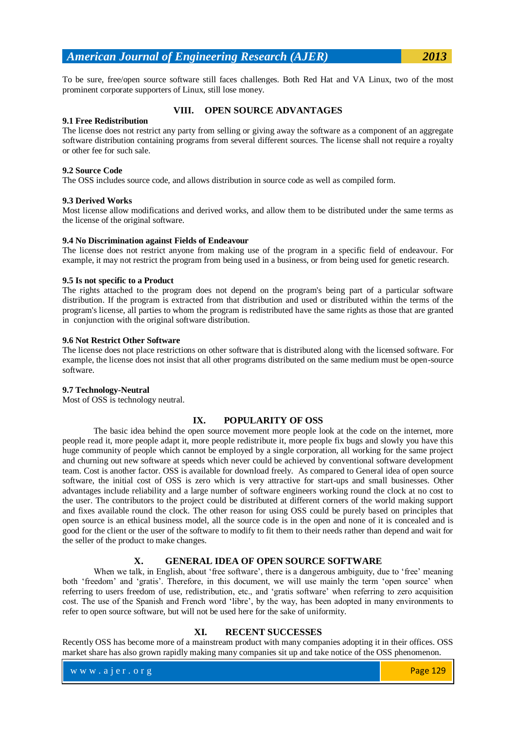To be sure, free/open source software still faces challenges. Both Red Hat and VA Linux, two of the most prominent corporate supporters of Linux, still lose money.

## VIII. OPEN SOURCE ADVANTAGES

### 9.1 Free Redistribution

The license does not restrict any party from selling or giving away the software as a component of an aggregate software distribution containing programs from several different sources. The license shall not require a royalty or other fee for such sale.

### 9.2 Source Code

The OSS includes source code, and allows distribution in source code as well as compiled form.

### 9.3 Derived Works

Most license allow modifications and derived works, and allow them to be distributed under the same terms as the license of the original software.

### 9.4 No Discrimination against Fields of Endeavour

The license does not restrict anyone from making use of the program in a specific field of endeavour. For example, it may not restrict the program from being used in a business, or from being used for genetic research.

### 9.5 Is not specific to a Product

The rights attached to the program does not depend on the program's being part of a particular software distribution. If the program is extracted from that distribution and used or distributed within the terms of the program's license, all parties to whom the program is redistributed have the same rights as those that are granted in conjunction with the original software distribution.

### 9.6 Not Restrict Other Software

The license does not place restrictions on other software that is distributed along with the licensed software. For example, the license does not insist that all other programs distributed on the same medium must be open-source software.

### 9.7 Technology-Neutral

Most of OSS is technology neutral.

## IX. POPULARITY OF OSS

The basic idea behind the open source movement more people look at the code on the internet, more people read it, more people adapt it, more people redistribute it, more people fix bugs and slowly you have this huge community of people which cannot be employed by a single corporation, all working for the same project and churning out new software at speeds which never could be achieved by conventional software development team. Cost is another factor. OSS is available for download freely. As compared to General idea of open source software, the initial cost of OSS is zero which is very attractive for start-ups and small businesses. Other advantages include reliability and a large number of software engineers working round the clock at no cost to the user. The contributors to the project could be distributed at different corners of the world making support and fixes available round the clock. The other reason for using OSS could be purely based on principles that open source is an ethical business model, all the source code is in the open and none of it is concealed and is good for the client or the user of the software to modify to fit them to their needs rather than depend and wait for the seller of the product to make changes.

## X. GENERAL IDEA OF OPEN SOURCE SOFTWARE

When we talk, in English, about 'free software', there is a dangerous ambiguity, due to 'free' meaning both 'freedom' and 'gratis'. Therefore, in this document, we will use mainly the term 'open source' when referring to users freedom of use, redistribution, etc., and 'gratis software' when referring to zero acquisition cost. The use of the Spanish and French word 'libre', by the way, has been adopted in many environments to refer to open source software, but will not be used here for the sake of uniformity.

## XI. RECENT SUCCESSES

Recently OSS has become more of a mainstream product with many companies adopting it in their offices. OSS market share has also grown rapidly making many companies sit up and take notice of the OSS phenomenon.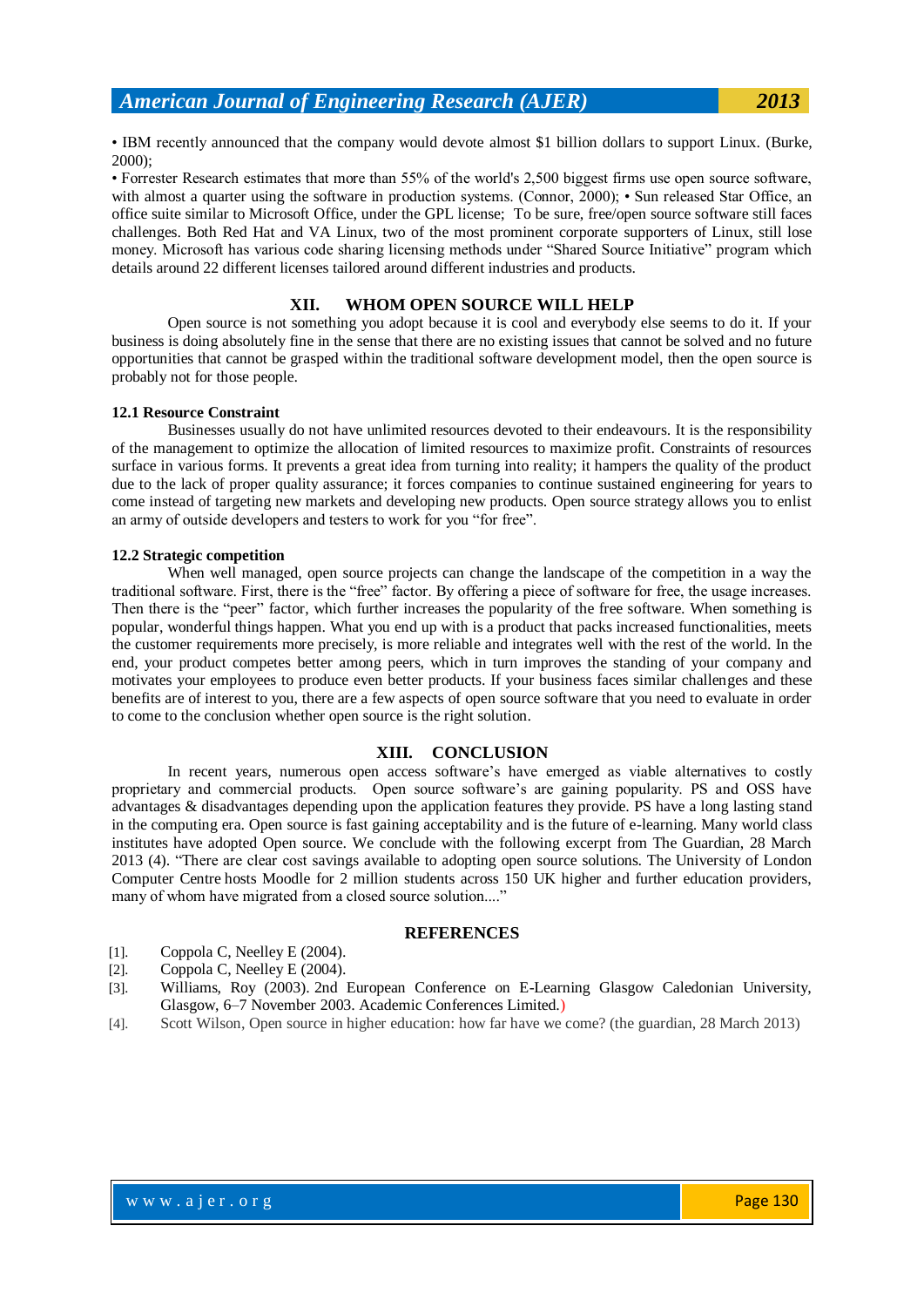• IBM recently announced that the company would devote almost $1 billion dollars to support Linux. (Burke, 2000);

• Forrester Research estimates that more than 55% of the world's 2,500 biggest firms use open source software, with almost a quarter using the software in production systems. (Connor, 2000); • Sun released Star Office, an office suite similar to Microsoft Office, under the GPL license; To be sure, free/open source software still faces challenges. Both Red Hat and VA Linux, two of the most prominent corporate supporters of Linux, still lose money. Microsoft has various code sharing licensing methods under "Shared Source Initiative" program which details around 22 different licenses tailored around different industries and products.

## XII. WHOM OPEN SOURCE WILL HELP

Open source is not something you adopt because it is cool and everybody else seems to do it. If your business is doing absolutely fine in the sense that there are no existing issues that cannot be solved and no future opportunities that cannot be grasped within the traditional software development model, then the open source is probably not for those people.

### 12.1 Resource Constraint

Businesses usually do not have unlimited resources devoted to their endeavours. It is the responsibility of the management to optimize the allocation of limited resources to maximize profit. Constraints of resources surface in various forms. It prevents a great idea from turning into reality; it hampers the quality of the product due to the lack of proper quality assurance; it forces companies to continue sustained engineering for years to come instead of targeting new markets and developing new products. Open source strategy allows you to enlist an army of outside developers and testers to work for you "for free".

### 12.2 Strategic competition

When well managed, open source projects can change the landscape of the competition in a way the traditional software. First, there is the "free" factor. By offering a piece of software for free, the usage increases. Then there is the "peer" factor, which further increases the popularity of the free software. When something is popular, wonderful things happen. What you end up with is a product that packs increased functionalities, meets the customer requirements more precisely, is more reliable and integrates well with the rest of the world. In the end, your product competes better among peers, which in turn improves the standing of your company and motivates your employees to produce even better products. If your business faces similar challenges and these benefits are of interest to you, there are a few aspects of open source software that you need to evaluate in order to come to the conclusion whether open source is the right solution.

## XIII. CONCLUSION

In recent years, numerous open access software's have emerged as viable alternatives to costly proprietary and commercial products. Open source software's are gaining popularity. PS and OSS have advantages & disadvantages depending upon the application features they provide. PS have a long lasting stand in the computing era. Open source is fast gaining acceptability and is the future of e-learning. Many world class institutes have adopted Open source. We conclude with the following excerpt from The Guardian, 28 March 2013 (4). "There are clear cost savings available to adopting open source solutions. The University of London Computer Centre hosts Moodle for 2 million students across 150 UK higher and further education providers, many of whom have migrated from a closed source solution...."

## REFERENCES

[1]. Coppola C, Neelley E (2004).

[2]. Coppola C, Neelley E (2004).

[3]. Williams, Roy (2003). 2nd European Conference on E-Learning Glasgow Caledonian University, Glasgow, 6–7 November 2003. Academic Conferences Limited.)

[4]. Scott Wilson, Open source in higher education: how far have we come? (the guardian, 28 March 2013)